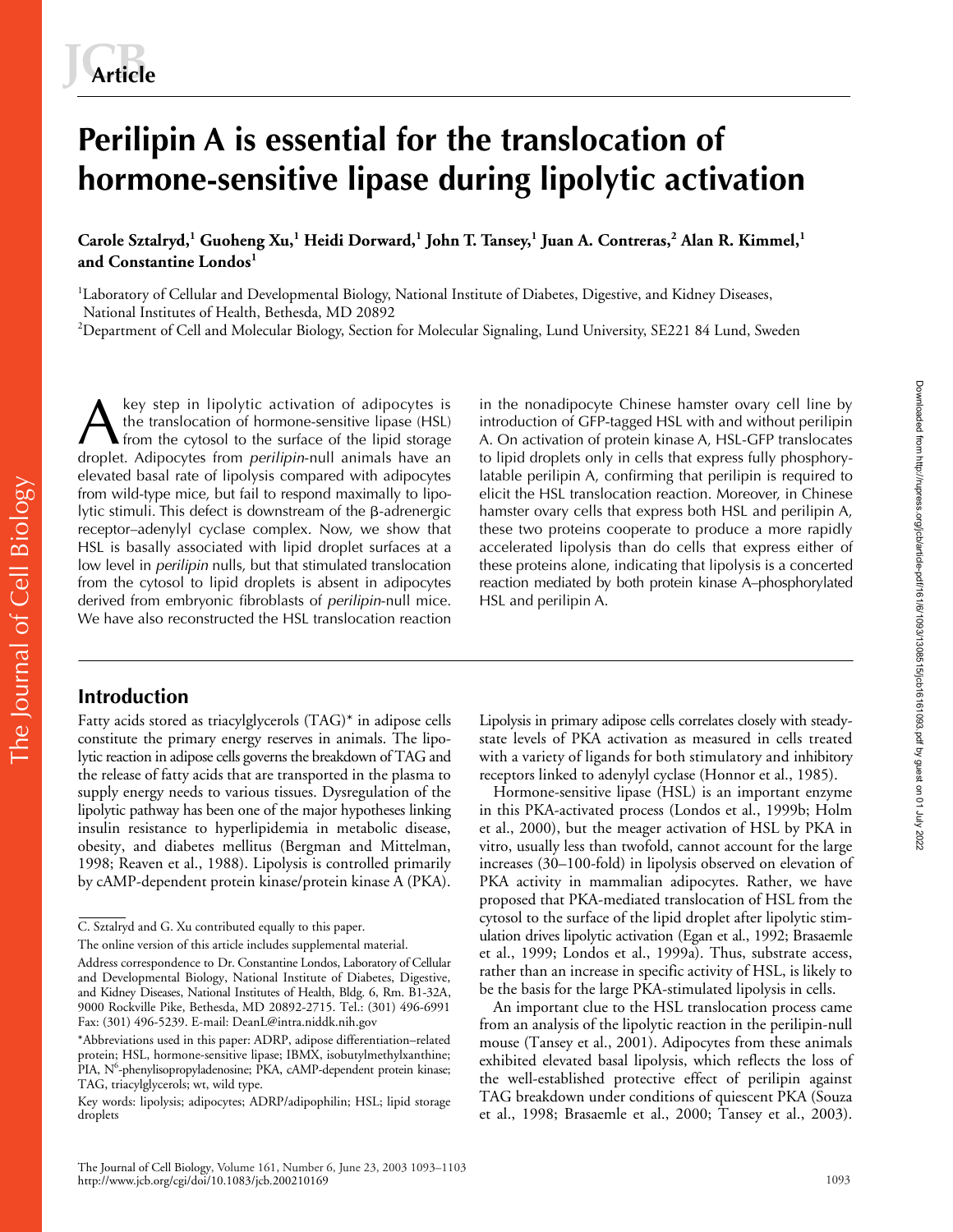Article

# Perilipin A is essential for the translocation of hormone-sensitive lipase during lipolytic activation

**Carole Sztalryd,[1] Guoheng Xu,[1] Heidi Dorward,[1] John T. Tansey,[1] Juan A. Contreras,[2] Alan R. Kimmel,[1] and Constantine Londos[1]**

[1]Laboratory of Cellular and Developmental Biology, National Institute of Diabetes, Digestive, and Kidney Diseases, National Institutes of Health, Bethesda, MD 20892

[2]Department of Cell and Molecular Biology, Section for Molecular Signaling, Lund University, SE221 84 Lund, Sweden

A key step in lipolytic activation of adipocytes is the translocation of hormone-sensitive lipase (HSL) from the cytosol to the surface of the lipid storage droplet. Adipocytes from *perilipin*-null animals have an elevated basal rate of lipolysis compared with adipocytes from wild-type mice, but fail to respond maximally to lipolytic stimuli. This defect is downstream of the β-adrenergic receptor–adenylyl cyclase complex. Now, we show that HSL is basally associated with lipid droplet surfaces at a low level in *perilipin* nulls, but that stimulated translocation from the cytosol to lipid droplets is absent in adipocytes derived from embryonic fibroblasts of *perilipin*-null mice. We have also reconstructed the HSL translocation reaction in the nonadipocyte Chinese hamster ovary cell line by introduction of GFP-tagged HSL with and without perilipin A. On activation of protein kinase A, HSL-GFP translocates to lipid droplets only in cells that express fully phosphorylatable perilipin A, confirming that perilipin is required to elicit the HSL translocation reaction. Moreover, in Chinese hamster ovary cells that express both HSL and perilipin A, these two proteins cooperate to produce a more rapidly accelerated lipolysis than do cells that express either of these proteins alone, indicating that lipolysis is a concerted reaction mediated by both protein kinase A–phosphorylated HSL and perilipin A.

## Introduction

Fatty acids stored as triacylglycerols (TAG)* in adipose cells constitute the primary energy reserves in animals. The lipolytic reaction in adipose cells governs the breakdown of TAG and the release of fatty acids that are transported in the plasma to supply energy needs to various tissues. Dysregulation of the lipolytic pathway has been one of the major hypotheses linking insulin resistance to hyperlipidemia in metabolic disease, obesity, and diabetes mellitus (Bergman and Mittelman, 1998; Reaven et al., 1988). Lipolysis is controlled primarily by cAMP-dependent protein kinase/protein kinase A (PKA). Lipolysis in primary adipose cells correlates closely with steady-state levels of PKA activation as measured in cells treated with a variety of ligands for both stimulatory and inhibitory receptors linked to adenylyl cyclase (Honnor et al., 1985).

Hormone-sensitive lipase (HSL) is an important enzyme in this PKA-activated process (Londos et al., 1999b; Holm et al., 2000), but the meager activation of HSL by PKA in vitro, usually less than twofold, cannot account for the large increases (30–100-fold) in lipolysis observed on elevation of PKA activity in mammalian adipocytes. Rather, we have proposed that PKA-mediated translocation of HSL from the cytosol to the surface of the lipid droplet after lipolytic stimulation drives lipolytic activation (Egan et al., 1992; Brasaemle et al., 1999; Londos et al., 1999a). Thus, substrate access, rather than an increase in specific activity of HSL, is likely to be the basis for the large PKA-stimulated lipolysis in cells.

An important clue to the HSL translocation process came from an analysis of the lipolytic reaction in the perilipin-null mouse (Tansey et al., 2001). Adipocytes from these animals exhibited elevated basal lipolysis, which reflects the loss of the well-established protective effect of perilipin against TAG breakdown under conditions of quiescent PKA (Souza et al., 1998; Brasaemle et al., 2000; Tansey et al., 2003).

C. Sztalryd and G. Xu contributed equally to this paper.

The online version of this article includes supplemental material.

Address correspondence to Dr. Constantine Londos, Laboratory of Cellular and Developmental Biology, National Institute of Diabetes, Digestive, and Kidney Diseases, National Institutes of Health, Bldg. 6, Rm. B1-32A, 9000 Rockville Pike, Bethesda, MD 20892-2715. Tel.: (301) 496-6991 Fax: (301) 496-5239. E-mail: DeanL@intra.niddk.nih.gov

*Abbreviations used in this paper: ADRP, adipose differentiation–related protein; HSL, hormone-sensitive lipase; IBMX, isobutylmethylxanthine; PIA, $N^6$-phenylisopropyladenosine; PKA, cAMP-dependent protein kinase; TAG, triacylglycerols; wt, wild type.

Key words: lipolysis; adipocytes; ADRP/adipophilin; HSL; lipid storage droplets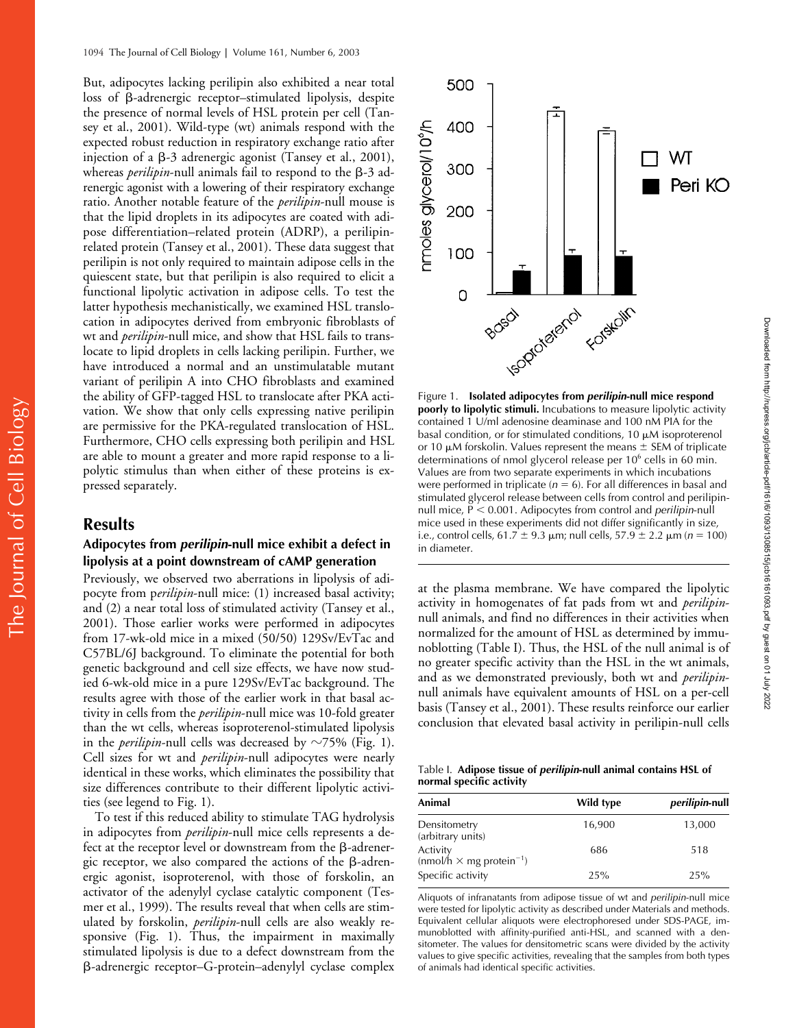But, adipocytes lacking perilipin also exhibited a near total loss of β-adrenergic receptor–stimulated lipolysis, despite the presence of normal levels of HSL protein per cell (Tansey et al., 2001). Wild-type (wt) animals respond with the expected robust reduction in respiratory exchange ratio after injection of a β-3 adrenergic agonist (Tansey et al., 2001), whereas *perilipin*-null animals fail to respond to the β-3 adrenergic agonist with a lowering of their respiratory exchange ratio. Another notable feature of the *perilipin*-null mouse is that the lipid droplets in its adipocytes are coated with adipose differentiation–related protein (ADRP), a perilipin-related protein (Tansey et al., 2001). These data suggest that perilipin is not only required to maintain adipose cells in the quiescent state, but that perilipin is also required to elicit a functional lipolytic activation in adipose cells. To test the latter hypothesis mechanistically, we examined HSL translocation in adipocytes derived from embryonic fibroblasts of wt and *perilipin*-null mice, and show that HSL fails to translocate to lipid droplets in cells lacking perilipin. Further, we have introduced a normal and an unstimulatable mutant variant of perilipin A into CHO fibroblasts and examined the ability of GFP-tagged HSL to translocate after PKA activation. We show that only cells expressing native perilipin are permissive for the PKA-regulated translocation of HSL. Furthermore, CHO cells expressing both perilipin and HSL are able to mount a greater and more rapid response to a lipolytic stimulus than when either of these proteins is expressed separately.

## Results

### Adipocytes from *perilipin*-null mice exhibit a defect in lipolysis at a point downstream of cAMP generation

Previously, we observed two aberrations in lipolysis of adipocyte from p*erilipin*-null mice: (1) increased basal activity; and (2) a near total loss of stimulated activity (Tansey et al., 2001). Those earlier works were performed in adipocytes from 17-wk-old mice in a mixed (50/50) 129Sv/EvTac and C57BL/6J background. To eliminate the potential for both genetic background and cell size effects, we have now studied 6-wk-old mice in a pure 129Sv/EvTac background. The results agree with those of the earlier work in that basal activity in cells from the *perilipin*-null mice was 10-fold greater than the wt cells, whereas isoproterenol-stimulated lipolysis in the *perilipin*-null cells was decreased by ~75% (Fig. 1). Cell sizes for wt and *perilipin*-null adipocytes were nearly identical in these works, which eliminates the possibility that size differences contribute to their different lipolytic activities (see legend to Fig. 1).

To test if this reduced ability to stimulate TAG hydrolysis in adipocytes from *perilipin*-null mice cells represents a defect at the receptor level or downstream from the β-adrenergic receptor, we also compared the actions of the β-adrenergic agonist, isoproterenol, with those of forskolin, an activator of the adenylyl cyclase catalytic component (Tesmer et al., 1999). The results reveal that when cells are stimulated by forskolin, *perilipin*-null cells are also weakly responsive (Fig. 1). Thus, the impairment in maximally stimulated lipolysis is due to a defect downstream from the β-adrenergic receptor–G-protein–adenylyl cyclase complex at the plasma membrane. We have compared the lipolytic activity in homogenates of fat pads from wt and *perilipin*-null animals, and find no differences in their activities when normalized for the amount of HSL as determined by immunoblotting (Table I). Thus, the HSL of the null animal is of no greater specific activity than the HSL in the wt animals, and as we demonstrated previously, both wt and *perilipin*-null animals have equivalent amounts of HSL on a per-cell basis (Tansey et al., 2001). These results reinforce our earlier conclusion that elevated basal activity in perilipin-null cells

**Figure 1. Isolated adipocytes from *perilipin*-null mice respond poorly to lipolytic stimuli.** Incubations to measure lipolytic activity contained 1 U/ml adenosine deaminase and 100 nM PIA for the basal condition, or for stimulated conditions, 10 μM isoproterenol or 10 μM forskolin. Values represent the means ± SEM of triplicate determinations of nmol glycerol release per $10^6$ cells in 60 min. Values are from two separate experiments in which incubations were performed in triplicate ($n = 6$). For all differences in basal and stimulated glycerol release between cells from control and perilipin-null mice, $P < 0.001$. Adipocytes from control and *perilipin*-null mice used in these experiments did not differ significantly in size, i.e., control cells, 61.7 ± 9.3 μm; null cells, 57.9 ± 2.2 μm ($n = 100$) in diameter.

Table I. **Adipose tissue of *perilipin*-null animal contains HSL of normal specific activity**

| Animal | Wild type | *perilipin*-null |
|---|---|---|
| Densitometry (arbitrary units) | 16,900 | 13,000 |
| Activity (nmol/h × mg protein$^{-1}$) | 686 | 518 |
| Specific activity | 25% | 25% |

Aliquots of infranatants from adipose tissue of wt and *perilipin*-null mice were tested for lipolytic activity as described under Materials and methods. Equivalent cellular aliquots were electrophoresed under SDS-PAGE, immunoblotted with affinity-purified anti-HSL, and scanned with a densitometer. The values for densitometric scans were divided by the activity values to give specific activities, revealing that the samples from both types of animals had identical specific activities.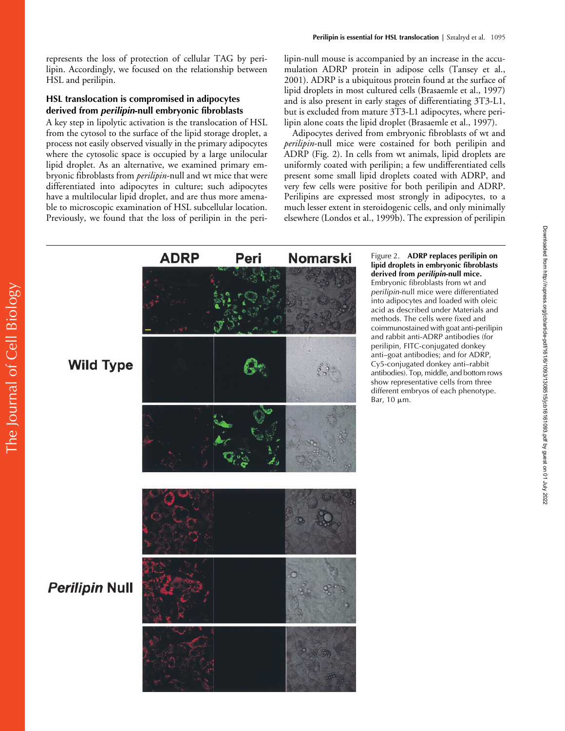represents the loss of protection of cellular TAG by perilipin. Accordingly, we focused on the relationship between HSL and perilipin.

### HSL translocation is compromised in adipocytes derived from *perilipin*-null embryonic fibroblasts

A key step in lipolytic activation is the translocation of HSL from the cytosol to the surface of the lipid storage droplet, a process not easily observed visually in the primary adipocytes where the cytosolic space is occupied by a large unilocular lipid droplet. As an alternative, we examined primary embryonic fibroblasts from *perilipin*-null and wt mice that were differentiated into adipocytes in culture; such adipocytes have a multilocular lipid droplet, and are thus more amenable to microscopic examination of HSL subcellular location. Previously, we found that the loss of perilipin in the perilipin-null mouse is accompanied by an increase in the accumulation ADRP protein in adipose cells (Tansey et al., 2001). ADRP is a ubiquitous protein found at the surface of lipid droplets in most cultured cells (Brasaemle et al., 1997) and is also present in early stages of differentiating 3T3-L1, but is excluded from mature 3T3-L1 adipocytes, where perilipin alone coats the lipid droplet (Brasaemle et al., 1997).

Adipocytes derived from embryonic fibroblasts of wt and *perilipin*-null mice were costained for both perilipin and ADRP (Fig. 2). In cells from wt animals, lipid droplets are uniformly coated with perilipin; a few undifferentiated cells present some small lipid droplets coated with ADRP, and very few cells were positive for both perilipin and ADRP. Perilipins are expressed most strongly in adipocytes, to a much lesser extent in steroidogenic cells, and only minimally elsewhere (Londos et al., 1999b). The expression of perilipin

Figure 2. **ADRP replaces perilipin on lipid droplets in embryonic fibroblasts derived from *perilipin*-null mice.** Embryonic fibroblasts from wt and *perilipin*-null mice were differentiated into adipocytes and loaded with oleic acid as described under Materials and methods. The cells were fixed and coimmunostained with goat anti-perilipin and rabbit anti-ADRP antibodies (for perilipin, FITC-conjugated donkey anti–goat antibodies; and for ADRP, Cy5-conjugated donkey anti–rabbit antibodies). Top, middle, and bottom rows show representative cells from three different embryos of each phenotype. Bar, 10 μm.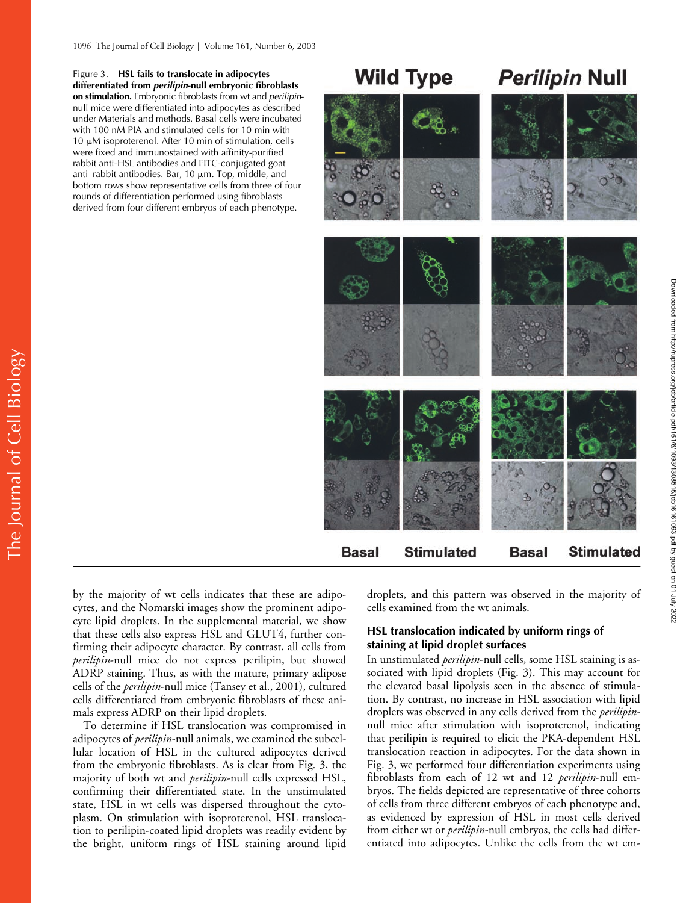Figure 3. **HSL fails to translocate in adipocytes differentiated from *perilipin*-null embryonic fibroblasts on stimulation.** Embryonic fibroblasts from wt and *perilipin*-null mice were differentiated into adipocytes as described under Materials and methods. Basal cells were incubated with 100 nM PIA and stimulated cells for 10 min with 10 μM isoproterenol. After 10 min of stimulation, cells were fixed and immunostained with affinity-purified rabbit anti-HSL antibodies and FITC-conjugated goat anti–rabbit antibodies. Bar, 10 μm. Top, middle, and bottom rows show representative cells from three of four rounds of differentiation performed using fibroblasts derived from four different embryos of each phenotype.

by the majority of wt cells indicates that these are adipocytes, and the Nomarski images show the prominent adipocyte lipid droplets. In the supplemental material, we show that these cells also express HSL and GLUT4, further confirming their adipocyte character. By contrast, all cells from *perilipin*-null mice do not express perilipin, but showed ADRP staining. Thus, as with the mature, primary adipose cells of the *perilipin*-null mice (Tansey et al., 2001), cultured cells differentiated from embryonic fibroblasts of these animals express ADRP on their lipid droplets.

To determine if HSL translocation was compromised in adipocytes of *perilipin*-null animals, we examined the subcellular location of HSL in the cultured adipocytes derived from the embryonic fibroblasts. As is clear from Fig. 3, the majority of both wt and *perilipin*-null cells expressed HSL, confirming their differentiated state. In the unstimulated state, HSL in wt cells was dispersed throughout the cytoplasm. On stimulation with isoproterenol, HSL translocation to perilipin-coated lipid droplets was readily evident by the bright, uniform rings of HSL staining around lipid droplets, and this pattern was observed in the majority of cells examined from the wt animals.

### HSL translocation indicated by uniform rings of staining at lipid droplet surfaces

In unstimulated *perilipin*-null cells, some HSL staining is associated with lipid droplets (Fig. 3). This may account for the elevated basal lipolysis seen in the absence of stimulation. By contrast, no increase in HSL association with lipid droplets was observed in any cells derived from the *perilipin*-null mice after stimulation with isoproterenol, indicating that perilipin is required to elicit the PKA-dependent HSL translocation reaction in adipocytes. For the data shown in Fig. 3, we performed four differentiation experiments using fibroblasts from each of 12 wt and 12 *perilipin*-null embryos. The fields depicted are representative of three cohorts of cells from three different embryos of each phenotype and, as evidenced by expression of HSL in most cells derived from either wt or *perilipin*-null embryos, the cells had differentiated into adipocytes. Unlike the cells from the wt em-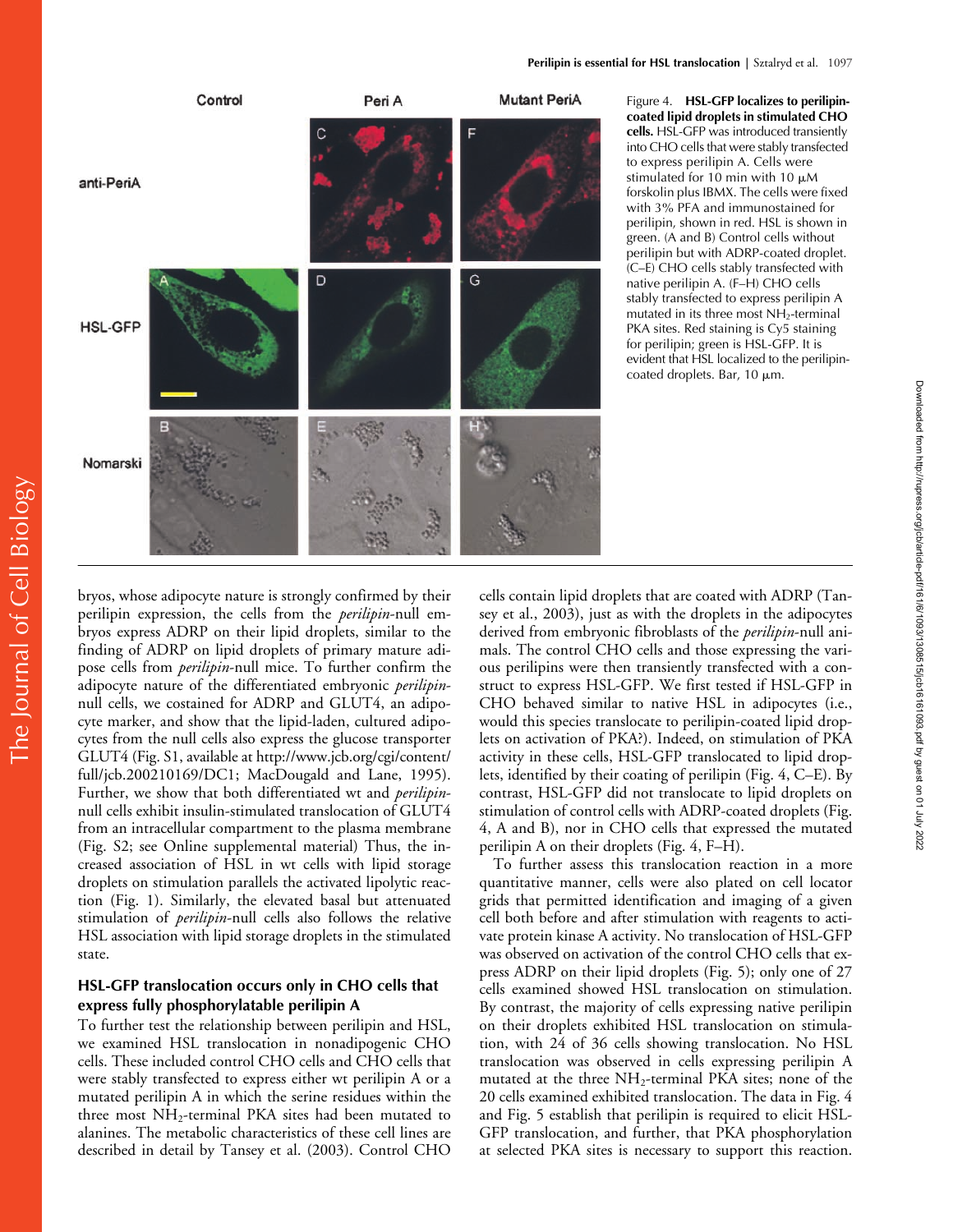Figure 4. **HSL-GFP localizes to perilipin-coated lipid droplets in stimulated CHO cells.** HSL-GFP was introduced transiently into CHO cells that were stably transfected to express perilipin A. Cells were stimulated for 10 min with 10 μM forskolin plus IBMX. The cells were fixed with 3% PFA and immunostained for perilipin, shown in red. HSL is shown in green. (A and B) Control cells without perilipin but with ADRP-coated droplet. (C–E) CHO cells stably transfected with native perilipin A. (F–H) CHO cells stably transfected to express perilipin A mutated in its three most $NH_2$-terminal PKA sites. Red staining is Cy5 staining for perilipin; green is HSL-GFP. It is evident that HSL localized to the perilipin-coated droplets. Bar, 10 μm.

bryos, whose adipocyte nature is strongly confirmed by their perilipin expression, the cells from the *perilipin*-null embryos express ADRP on their lipid droplets, similar to the finding of ADRP on lipid droplets of primary mature adipose cells from *perilipin*-null mice. To further confirm the adipocyte nature of the differentiated embryonic *perilipin*-null cells, we costained for ADRP and GLUT4, an adipocyte marker, and show that the lipid-laden, cultured adipocytes from the null cells also express the glucose transporter GLUT4 (Fig. S1, available at http://www.jcb.org/cgi/content/full/jcb.200210169/DC1; MacDougald and Lane, 1995). Further, we show that both differentiated wt and *perilipin*-null cells exhibit insulin-stimulated translocation of GLUT4 from an intracellular compartment to the plasma membrane (Fig. S2; see Online supplemental material) Thus, the increased association of HSL in wt cells with lipid storage droplets on stimulation parallels the activated lipolytic reaction (Fig. 1). Similarly, the elevated basal but attenuated stimulation of *perilipin*-null cells also follows the relative HSL association with lipid storage droplets in the stimulated state.

### HSL-GFP translocation occurs only in CHO cells that express fully phosphorylatable perilipin A

To further test the relationship between perilipin and HSL, we examined HSL translocation in nonadipogenic CHO cells. These included control CHO cells and CHO cells that were stably transfected to express either wt perilipin A or a mutated perilipin A in which the serine residues within the three most $NH_2$-terminal PKA sites had been mutated to alanines. The metabolic characteristics of these cell lines are described in detail by Tansey et al. (2003). Control CHO cells contain lipid droplets that are coated with ADRP (Tansey et al., 2003), just as with the droplets in the adipocytes derived from embryonic fibroblasts of the *perilipin*-null animals. The control CHO cells and those expressing the various perilipins were then transiently transfected with a construct to express HSL-GFP. We first tested if HSL-GFP in CHO behaved similar to native HSL in adipocytes (i.e., would this species translocate to perilipin-coated lipid droplets on activation of PKA?). Indeed, on stimulation of PKA activity in these cells, HSL-GFP translocated to lipid droplets, identified by their coating of perilipin (Fig. 4, C–E). By contrast, HSL-GFP did not translocate to lipid droplets on stimulation of control cells with ADRP-coated droplets (Fig. 4, A and B), nor in CHO cells that expressed the mutated perilipin A on their droplets (Fig. 4, F–H).

To further assess this translocation reaction in a more quantitative manner, cells were also plated on cell locator grids that permitted identification and imaging of a given cell both before and after stimulation with reagents to activate protein kinase A activity. No translocation of HSL-GFP was observed on activation of the control CHO cells that express ADRP on their lipid droplets (Fig. 5); only one of 27 cells examined showed HSL translocation on stimulation. By contrast, the majority of cells expressing native perilipin on their droplets exhibited HSL translocation on stimulation, with 24 of 36 cells showing translocation. No HSL translocation was observed in cells expressing perilipin A mutated at the three $NH_2$-terminal PKA sites; none of the 20 cells examined exhibited translocation. The data in Fig. 4 and Fig. 5 establish that perilipin is required to elicit HSL-GFP translocation, and further, that PKA phosphorylation at selected PKA sites is necessary to support this reaction.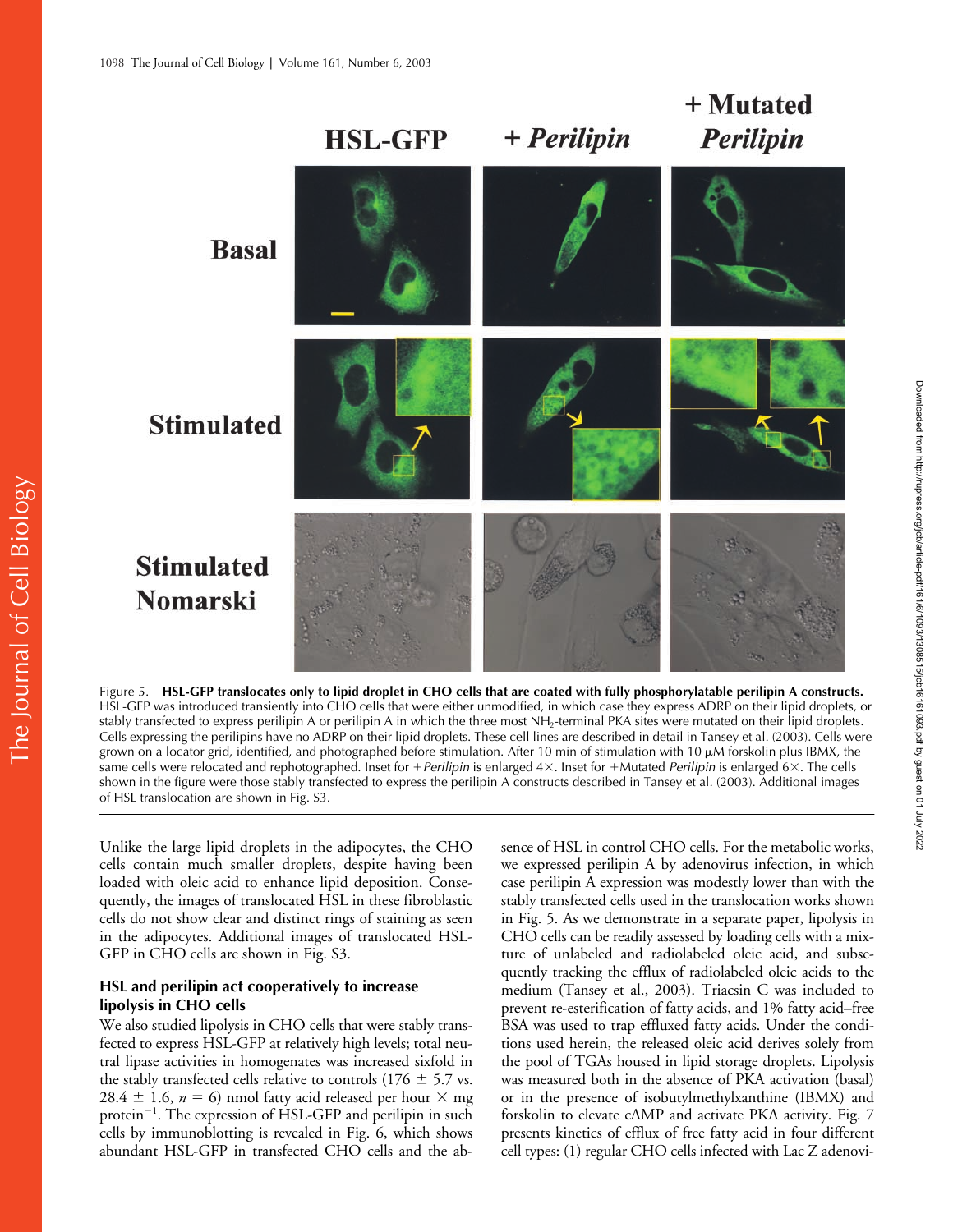Figure 5. **HSL-GFP translocates only to lipid droplet in CHO cells that are coated with fully phosphorylatable perilipin A constructs.** HSL-GFP was introduced transiently into CHO cells that were either unmodified, in which case they express ADRP on their lipid droplets, or stably transfected to express perilipin A or perilipin A in which the three most $NH_2$-terminal PKA sites were mutated on their lipid droplets. Cells expressing the perilipins have no ADRP on their lipid droplets. These cell lines are described in detail in Tansey et al. (2003). Cells were grown on a locator grid, identified, and photographed before stimulation. After 10 min of stimulation with 10 μM forskolin plus IBMX, the same cells were relocated and rephotographed. Inset for +*Perilipin* is enlarged 4×. Inset for +Mutated *Perilipin* is enlarged 6×. The cells shown in the figure were those stably transfected to express the perilipin A constructs described in Tansey et al. (2003). Additional images of HSL translocation are shown in Fig. S3.

Unlike the large lipid droplets in the adipocytes, the CHO cells contain much smaller droplets, despite having been loaded with oleic acid to enhance lipid deposition. Consequently, the images of translocated HSL in these fibroblastic cells do not show clear and distinct rings of staining as seen in the adipocytes. Additional images of translocated HSL-GFP in CHO cells are shown in Fig. S3.

### HSL and perilipin act cooperatively to increase lipolysis in CHO cells

We also studied lipolysis in CHO cells that were stably transfected to express HSL-GFP at relatively high levels; total neutral lipase activities in homogenates was increased sixfold in the stably transfected cells relative to controls (176 ± 5.7 vs. 28.4 ± 1.6, $n = 6$) nmol fatty acid released per hour × mg protein$^{-1}$. The expression of HSL-GFP and perilipin in such cells by immunoblotting is revealed in Fig. 6, which shows abundant HSL-GFP in transfected CHO cells and the absence of HSL in control CHO cells. For the metabolic works, we expressed perilipin A by adenovirus infection, in which case perilipin A expression was modestly lower than with the stably transfected cells used in the translocation works shown in Fig. 5. As we demonstrate in a separate paper, lipolysis in CHO cells can be readily assessed by loading cells with a mixture of unlabeled and radiolabeled oleic acid, and subsequently tracking the efflux of radiolabeled oleic acids to the medium (Tansey et al., 2003). Triacsin C was included to prevent re-esterification of fatty acids, and 1% fatty acid–free BSA was used to trap effluxed fatty acids. Under the conditions used herein, the released oleic acid derives solely from the pool of TGAs housed in lipid storage droplets. Lipolysis was measured both in the absence of PKA activation (basal) or in the presence of isobutylmethylxanthine (IBMX) and forskolin to elevate cAMP and activate PKA activity. Fig. 7 presents kinetics of efflux of free fatty acid in four different cell types: (1) regular CHO cells infected with Lac Z adenovi-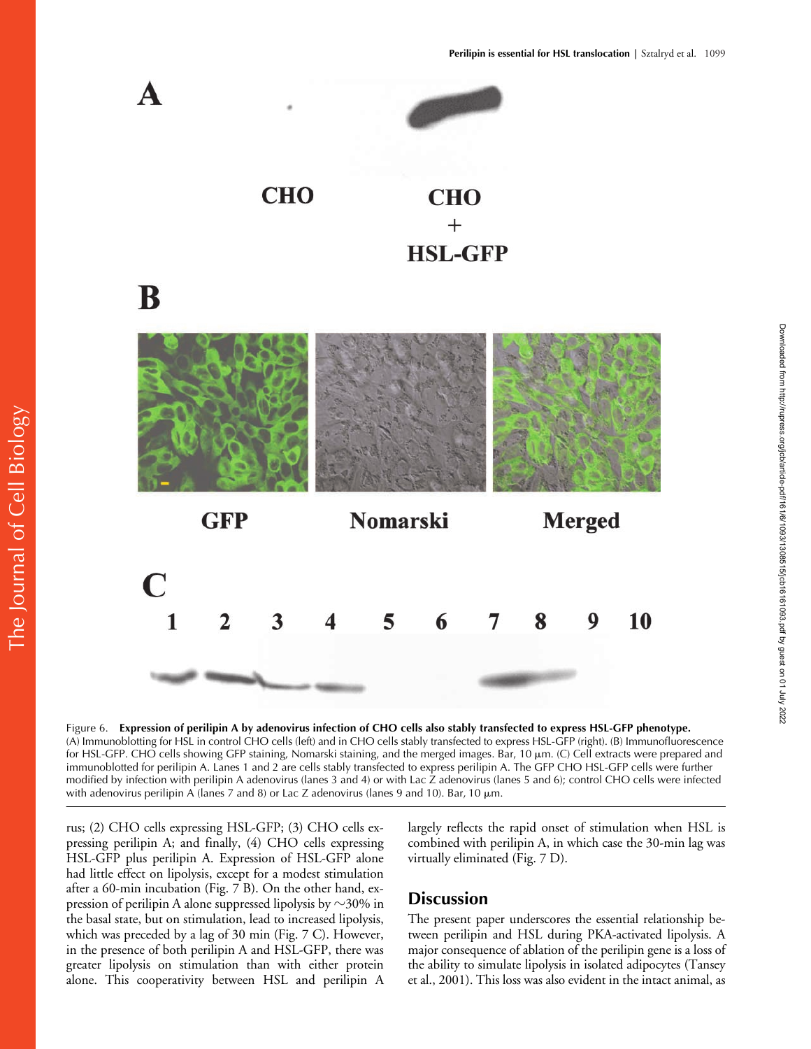Figure 6. **Expression of perilipin A by adenovirus infection of CHO cells also stably transfected to express HSL-GFP phenotype.** (A) Immunoblotting for HSL in control CHO cells (left) and in CHO cells stably transfected to express HSL-GFP (right). (B) Immunofluorescence for HSL-GFP. CHO cells showing GFP staining, Nomarski staining, and the merged images. Bar, 10 μm. (C) Cell extracts were prepared and immunoblotted for perilipin A. Lanes 1 and 2 are cells stably transfected to express perilipin A. The GFP CHO HSL-GFP cells were further modified by infection with perilipin A adenovirus (lanes 3 and 4) or with Lac Z adenovirus (lanes 5 and 6); control CHO cells were infected with adenovirus perilipin A (lanes 7 and 8) or Lac Z adenovirus (lanes 9 and 10). Bar, 10 μm.

rus; (2) CHO cells expressing HSL-GFP; (3) CHO cells expressing perilipin A; and finally, (4) CHO cells expressing HSL-GFP plus perilipin A. Expression of HSL-GFP alone had little effect on lipolysis, except for a modest stimulation after a 60-min incubation (Fig. 7 B). On the other hand, expression of perilipin A alone suppressed lipolysis by ~30% in the basal state, but on stimulation, lead to increased lipolysis, which was preceded by a lag of 30 min (Fig. 7 C). However, in the presence of both perilipin A and HSL-GFP, there was greater lipolysis on stimulation than with either protein alone. This cooperativity between HSL and perilipin A largely reflects the rapid onset of stimulation when HSL is combined with perilipin A, in which case the 30-min lag was virtually eliminated (Fig. 7 D).

## Discussion

The present paper underscores the essential relationship between perilipin and HSL during PKA-activated lipolysis. A major consequence of ablation of the perilipin gene is a loss of the ability to simulate lipolysis in isolated adipocytes (Tansey et al., 2001). This loss was also evident in the intact animal, as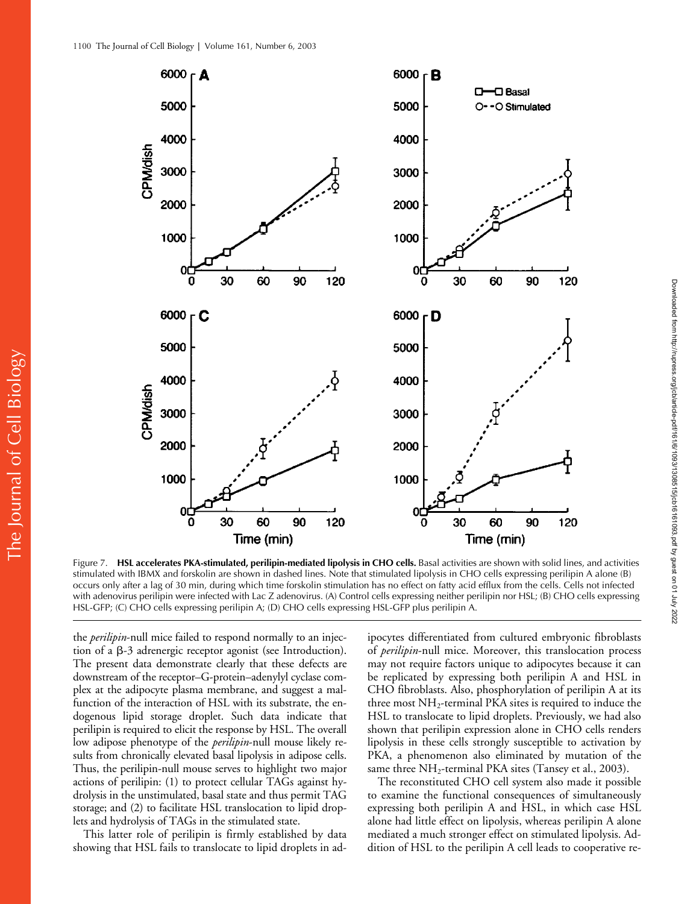Figure 7. **HSL accelerates PKA-stimulated, perilipin-mediated lipolysis in CHO cells.** Basal activities are shown with solid lines, and activities stimulated with IBMX and forskolin are shown in dashed lines. Note that stimulated lipolysis in CHO cells expressing perilipin A alone (B) occurs only after a lag of 30 min, during which time forskolin stimulation has no effect on fatty acid efflux from the cells. Cells not infected with adenovirus perilipin were infected with Lac Z adenovirus. (A) Control cells expressing neither perilipin nor HSL; (B) CHO cells expressing HSL-GFP; (C) CHO cells expressing perilipin A; (D) CHO cells expressing HSL-GFP plus perilipin A.

the *perilipin*-null mice failed to respond normally to an injection of a β-3 adrenergic receptor agonist (see Introduction). The present data demonstrate clearly that these defects are downstream of the receptor–G-protein–adenylyl cyclase complex at the adipocyte plasma membrane, and suggest a malfunction of the interaction of HSL with its substrate, the endogenous lipid storage droplet. Such data indicate that perilipin is required to elicit the response by HSL. The overall low adipose phenotype of the *perilipin*-null mouse likely results from chronically elevated basal lipolysis in adipose cells. Thus, the perilipin-null mouse serves to highlight two major actions of perilipin: (1) to protect cellular TAGs against hydrolysis in the unstimulated, basal state and thus permit TAG storage; and (2) to facilitate HSL translocation to lipid droplets and hydrolysis of TAGs in the stimulated state.

This latter role of perilipin is firmly established by data showing that HSL fails to translocate to lipid droplets in adipocytes differentiated from cultured embryonic fibroblasts of *perilipin*-null mice. Moreover, this translocation process may not require factors unique to adipocytes because it can be replicated by expressing both perilipin A and HSL in CHO fibroblasts. Also, phosphorylation of perilipin A at its three most $NH_2$-terminal PKA sites is required to induce the HSL to translocate to lipid droplets. Previously, we had also shown that perilipin expression alone in CHO cells renders lipolysis in these cells strongly susceptible to activation by PKA, a phenomenon also eliminated by mutation of the same three $NH_2$-terminal PKA sites (Tansey et al., 2003).

The reconstituted CHO cell system also made it possible to examine the functional consequences of simultaneously expressing both perilipin A and HSL, in which case HSL alone had little effect on lipolysis, whereas perilipin A alone mediated a much stronger effect on stimulated lipolysis. Addition of HSL to the perilipin A cell leads to cooperative re-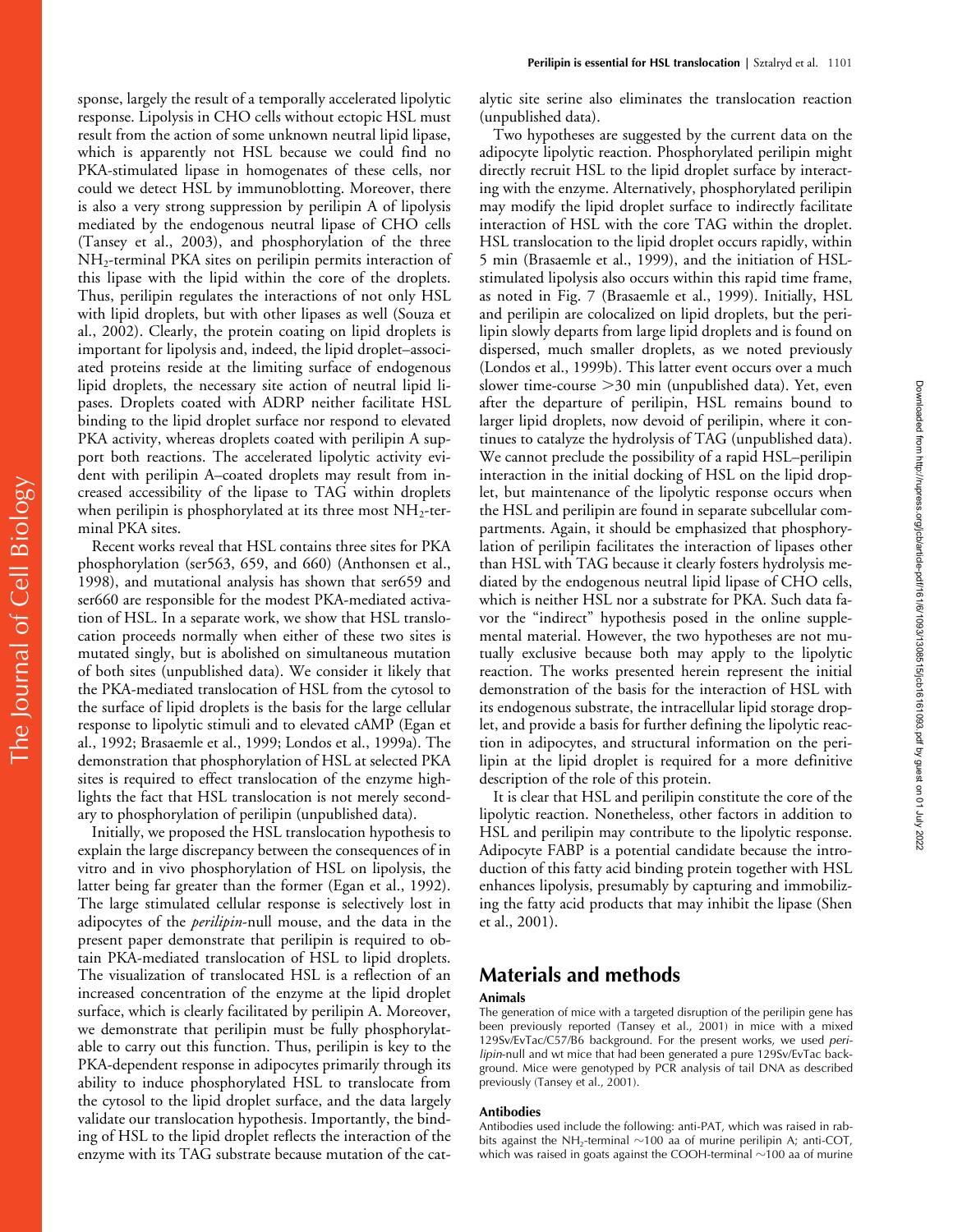sponse, largely the result of a temporally accelerated lipolytic response. Lipolysis in CHO cells without ectopic HSL must result from the action of some unknown neutral lipid lipase, which is apparently not HSL because we could find no PKA-stimulated lipase in homogenates of these cells, nor could we detect HSL by immunoblotting. Moreover, there is also a very strong suppression by perilipin A of lipolysis mediated by the endogenous neutral lipase of CHO cells (Tansey et al., 2003), and phosphorylation of the three $NH_2$-terminal PKA sites on perilipin permits interaction of this lipase with the lipid within the core of the droplets. Thus, perilipin regulates the interactions of not only HSL with lipid droplets, but with other lipases as well (Souza et al., 2002). Clearly, the protein coating on lipid droplets is important for lipolysis and, indeed, the lipid droplet–associated proteins reside at the limiting surface of endogenous lipid droplets, the necessary site action of neutral lipid lipases. Droplets coated with ADRP neither facilitate HSL binding to the lipid droplet surface nor respond to elevated PKA activity, whereas droplets coated with perilipin A support both reactions. The accelerated lipolytic activity evident with perilipin A–coated droplets may result from increased accessibility of the lipase to TAG within droplets when perilipin is phosphorylated at its three most $NH_2$-terminal PKA sites.

Recent works reveal that HSL contains three sites for PKA phosphorylation (ser563, 659, and 660) (Anthonsen et al., 1998), and mutational analysis has shown that ser659 and ser660 are responsible for the modest PKA-mediated activation of HSL. In a separate work, we show that HSL translocation proceeds normally when either of these two sites is mutated singly, but is abolished on simultaneous mutation of both sites (unpublished data). We consider it likely that the PKA-mediated translocation of HSL from the cytosol to the surface of lipid droplets is the basis for the large cellular response to lipolytic stimuli and to elevated cAMP (Egan et al., 1992; Brasaemle et al., 1999; Londos et al., 1999a). The demonstration that phosphorylation of HSL at selected PKA sites is required to effect translocation of the enzyme highlights the fact that HSL translocation is not merely secondary to phosphorylation of perilipin (unpublished data).

Initially, we proposed the HSL translocation hypothesis to explain the large discrepancy between the consequences of in vitro and in vivo phosphorylation of HSL on lipolysis, the latter being far greater than the former (Egan et al., 1992). The large stimulated cellular response is selectively lost in adipocytes of the *perilipin*-null mouse, and the data in the present paper demonstrate that perilipin is required to obtain PKA-mediated translocation of HSL to lipid droplets. The visualization of translocated HSL is a reflection of an increased concentration of the enzyme at the lipid droplet surface, which is clearly facilitated by perilipin A. Moreover, we demonstrate that perilipin must be fully phosphorylatable to carry out this function. Thus, perilipin is key to the PKA-dependent response in adipocytes primarily through its ability to induce phosphorylated HSL to translocate from the cytosol to the lipid droplet surface, and the data largely validate our translocation hypothesis. Importantly, the binding of HSL to the lipid droplet reflects the interaction of the enzyme with its TAG substrate because mutation of the catalytic site serine also eliminates the translocation reaction (unpublished data).

Two hypotheses are suggested by the current data on the adipocyte lipolytic reaction. Phosphorylated perilipin might directly recruit HSL to the lipid droplet surface by interacting with the enzyme. Alternatively, phosphorylated perilipin may modify the lipid droplet surface to indirectly facilitate interaction of HSL with the core TAG within the droplet. HSL translocation to the lipid droplet occurs rapidly, within 5 min (Brasaemle et al., 1999), and the initiation of HSL-stimulated lipolysis also occurs within this rapid time frame, as noted in Fig. 7 (Brasaemle et al., 1999). Initially, HSL and perilipin are colocalized on lipid droplets, but the perilipin slowly departs from large lipid droplets and is found on dispersed, much smaller droplets, as we noted previously (Londos et al., 1999b). This latter event occurs over a much slower time-course >30 min (unpublished data). Yet, even after the departure of perilipin, HSL remains bound to larger lipid droplets, now devoid of perilipin, where it continues to catalyze the hydrolysis of TAG (unpublished data). We cannot preclude the possibility of a rapid HSL–perilipin interaction in the initial docking of HSL on the lipid droplet, but maintenance of the lipolytic response occurs when the HSL and perilipin are found in separate subcellular compartments. Again, it should be emphasized that phosphorylation of perilipin facilitates the interaction of lipases other than HSL with TAG because it clearly fosters hydrolysis mediated by the endogenous neutral lipid lipase of CHO cells, which is neither HSL nor a substrate for PKA. Such data favor the "indirect" hypothesis posed in the online supplemental material. However, the two hypotheses are not mutually exclusive because both may apply to the lipolytic reaction. The works presented herein represent the initial demonstration of the basis for the interaction of HSL with its endogenous substrate, the intracellular lipid storage droplet, and provide a basis for further defining the lipolytic reaction in adipocytes, and structural information on the perilipin at the lipid droplet is required for a more definitive description of the role of this protein.

It is clear that HSL and perilipin constitute the core of the lipolytic reaction. Nonetheless, other factors in addition to HSL and perilipin may contribute to the lipolytic response. Adipocyte FABP is a potential candidate because the introduction of this fatty acid binding protein together with HSL enhances lipolysis, presumably by capturing and immobilizing the fatty acid products that may inhibit the lipase (Shen et al., 2001).

## Materials and methods

### Animals

The generation of mice with a targeted disruption of the perilipin gene has been previously reported (Tansey et al., 2001) in mice with a mixed 129Sv/EvTac/C57/B6 background. For the present works, we used *perilipin*-null and wt mice that had been generated a pure 129Sv/EvTac background. Mice were genotyped by PCR analysis of tail DNA as described previously (Tansey et al., 2001).

### Antibodies

Antibodies used include the following: anti-PAT, which was raised in rabbits against the $NH_2$-terminal ~100 aa of murine perilipin A; anti-COT, which was raised in goats against the COOH-terminal ~100 aa of murine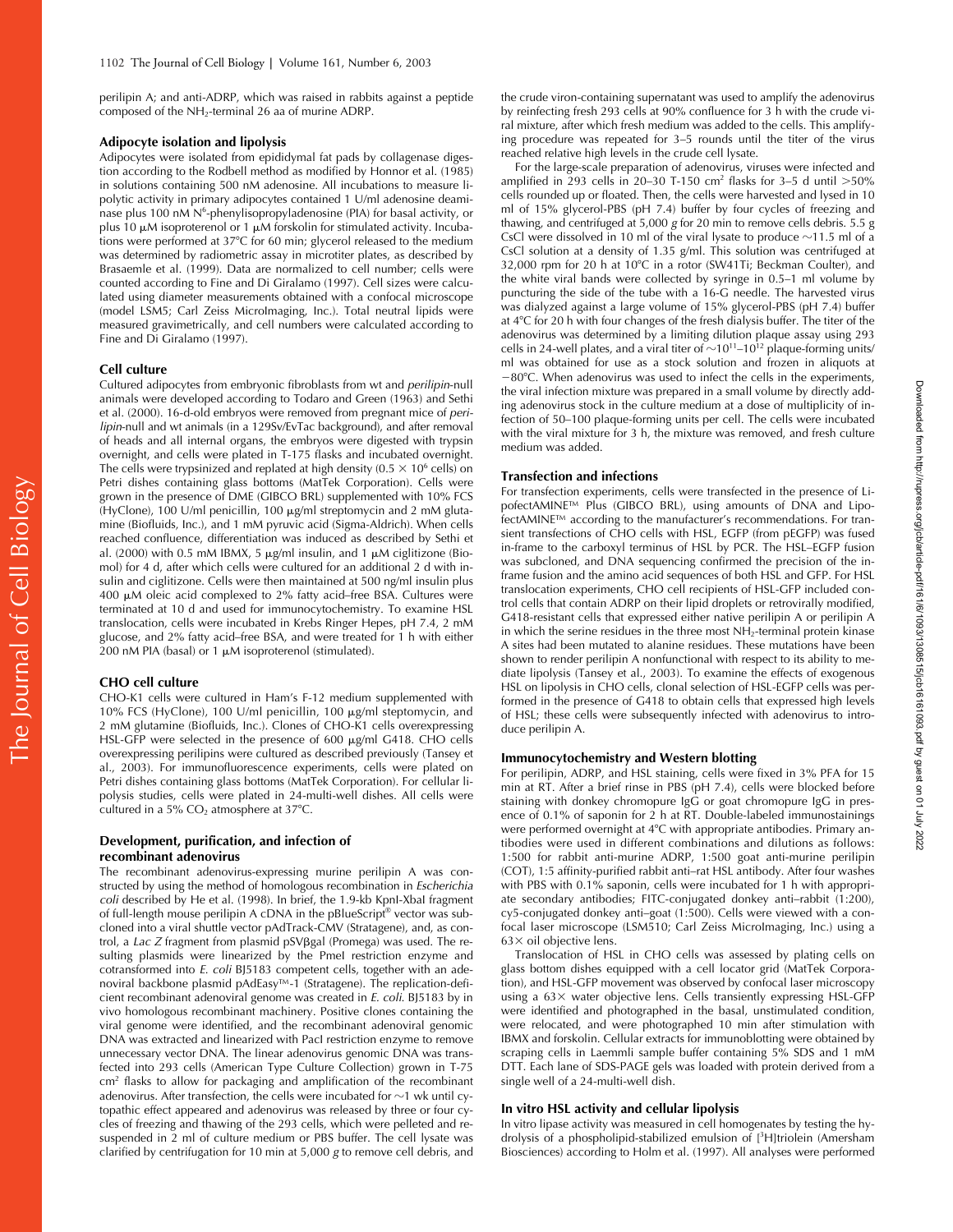perilipin A; and anti-ADRP, which was raised in rabbits against a peptide composed of the $NH_2$-terminal 26 aa of murine ADRP.

### Adipocyte isolation and lipolysis

Adipocytes were isolated from epididymal fat pads by collagenase digestion according to the Rodbell method as modified by Honnor et al. (1985) in solutions containing 500 nM adenosine. All incubations to measure lipolytic activity in primary adipocytes contained 1 U/ml adenosine deaminase plus 100 nM $N^6$-phenylisopropyladenosine (PIA) for basal activity, or plus 10 μM isoproterenol or 1 μM forskolin for stimulated activity. Incubations were performed at 37°C for 60 min; glycerol released to the medium was determined by radiometric assay in microtiter plates, as described by Brasaemle et al. (1999). Data are normalized to cell number; cells were counted according to Fine and Di Giralamo (1997). Cell sizes were calculated using diameter measurements obtained with a confocal microscope (model LSM5; Carl Zeiss MicroImaging, Inc.). Total neutral lipids were measured gravimetrically, and cell numbers were calculated according to Fine and Di Giralamo (1997).

### Cell culture

Cultured adipocytes from embryonic fibroblasts from wt and *perilipin*-null animals were developed according to Todaro and Green (1963) and Sethi et al. (2000). 16-d-old embryos were removed from pregnant mice of *perilipin*-null and wt animals (in a 129Sv/EvTac background), and after removal of heads and all internal organs, the embryos were digested with trypsin overnight, and cells were plated in T-175 flasks and incubated overnight. The cells were trypsinized and replated at high density ($0.5 \times 10^6$ cells) on Petri dishes containing glass bottoms (MatTek Corporation). Cells were grown in the presence of DME (GIBCO BRL) supplemented with 10% FCS (HyClone), 100 U/ml penicillin, 100 μg/ml streptomycin and 2 mM glutamine (Biofluids, Inc.), and 1 mM pyruvic acid (Sigma-Aldrich). When cells reached confluence, differentiation was induced as described by Sethi et al. (2000) with 0.5 mM IBMX, 5 μg/ml insulin, and 1 μM ciglitizone (Biomol) for 4 d, after which cells were cultured for an additional 2 d with insulin and ciglitizone. Cells were then maintained at 500 ng/ml insulin plus 400 μM oleic acid complexed to 2% fatty acid–free BSA. Cultures were terminated at 10 d and used for immunocytochemistry. To examine HSL translocation, cells were incubated in Krebs Ringer Hepes, pH 7.4, 2 mM glucose, and 2% fatty acid–free BSA, and were treated for 1 h with either 200 nM PIA (basal) or 1 μM isoproterenol (stimulated).

### CHO cell culture

CHO-K1 cells were cultured in Ham's F-12 medium supplemented with 10% FCS (HyClone), 100 U/ml penicillin, 100 μg/ml steptomycin, and 2 mM glutamine (Biofluids, Inc.). Clones of CHO-K1 cells overexpressing HSL-GFP were selected in the presence of 600 μg/ml G418. CHO cells overexpressing perilipins were cultured as described previously (Tansey et al., 2003). For immunofluorescence experiments, cells were plated on Petri dishes containing glass bottoms (MatTek Corporation). For cellular lipolysis studies, cells were plated in 24-multi-well dishes. All cells were cultured in a 5% $CO_2$ atmosphere at 37°C.

### Development, purification, and infection of recombinant adenovirus

The recombinant adenovirus-expressing murine perilipin A was constructed by using the method of homologous recombination in *Escherichia coli* described by He et al. (1998). In brief, the 1.9-kb KpnI-XbaI fragment of full-length mouse perilipin A cDNA in the pBlueScript® vector was subcloned into a viral shuttle vector pAdTrack-CMV (Stratagene), and, as control, a *Lac Z* fragment from plasmid pSVβgal (Promega) was used. The resulting plasmids were linearized by the PmeI restriction enzyme and cotransformed into *E. coli* BJ5183 competent cells, together with an adenoviral backbone plasmid pAdEasy™-1 (Stratagene). The replication-deficient recombinant adenoviral genome was created in *E. coli*. BJ5183 by in vivo homologous recombinant machinery. Positive clones containing the viral genome were identified, and the recombinant adenoviral genomic DNA was extracted and linearized with PacI restriction enzyme to remove unnecessary vector DNA. The linear adenovirus genomic DNA was transfected into 293 cells (American Type Culture Collection) grown in T-75 $cm^2$ flasks to allow for packaging and amplification of the recombinant adenovirus. After transfection, the cells were incubated for ~1 wk until cytopathic effect appeared and adenovirus was released by three or four cycles of freezing and thawing of the 293 cells, which were pelleted and resuspended in 2 ml of culture medium or PBS buffer. The cell lysate was clarified by centrifugation for 10 min at 5,000 *g* to remove cell debris, and the crude viron-containing supernatant was used to amplify the adenovirus by reinfecting fresh 293 cells at 90% confluence for 3 h with the crude viral mixture, after which fresh medium was added to the cells. This amplifying procedure was repeated for 3–5 rounds until the titer of the virus reached relative high levels in the crude cell lysate.

For the large-scale preparation of adenovirus, viruses were infected and amplified in 293 cells in 20–30 T-150 $cm^2$ flasks for 3–5 d until >50% cells rounded up or floated. Then, the cells were harvested and lysed in 10 ml of 15% glycerol-PBS (pH 7.4) buffer by four cycles of freezing and thawing, and centrifuged at 5,000 *g* for 20 min to remove cells debris. 5.5 g CsCl were dissolved in 10 ml of the viral lysate to produce ~11.5 ml of a CsCl solution at a density of 1.35 g/ml. This solution was centrifuged at 32,000 rpm for 20 h at 10°C in a rotor (SW41Ti; Beckman Coulter), and the white viral bands were collected by syringe in 0.5–1 ml volume by puncturing the side of the tube with a 16-G needle. The harvested virus was dialyzed against a large volume of 15% glycerol-PBS (pH 7.4) buffer at 4°C for 20 h with four changes of the fresh dialysis buffer. The titer of the adenovirus was determined by a limiting dilution plaque assay using 293 cells in 24-well plates, and a viral titer of ~$10^{11}$–$10^{12}$ plaque-forming units/ml was obtained for use as a stock solution and frozen in aliquots at −80°C. When adenovirus was used to infect the cells in the experiments, the viral infection mixture was prepared in a small volume by directly adding adenovirus stock in the culture medium at a dose of multiplicity of infection of 50–100 plaque-forming units per cell. The cells were incubated with the viral mixture for 3 h, the mixture was removed, and fresh culture medium was added.

### Transfection and infections

For transfection experiments, cells were transfected in the presence of LipofectAMINE™ Plus (GIBCO BRL), using amounts of DNA and LipofectAMINE™ according to the manufacturer's recommendations. For transient transfections of CHO cells with HSL, EGFP (from pEGFP) was fused in-frame to the carboxyl terminus of HSL by PCR. The HSL–EGFP fusion was subcloned, and DNA sequencing confirmed the precision of the in-frame fusion and the amino acid sequences of both HSL and GFP. For HSL translocation experiments, CHO cell recipients of HSL-GFP included control cells that contain ADRP on their lipid droplets or retrovirally modified, G418-resistant cells that expressed either native perilipin A or perilipin A in which the serine residues in the three most $NH_2$-terminal protein kinase A sites had been mutated to alanine residues. These mutations have been shown to render perilipin A nonfunctional with respect to its ability to mediate lipolysis (Tansey et al., 2003). To examine the effects of exogenous HSL on lipolysis in CHO cells, clonal selection of HSL-EGFP cells was performed in the presence of G418 to obtain cells that expressed high levels of HSL; these cells were subsequently infected with adenovirus to introduce perilipin A.

### Immunocytochemistry and Western blotting

For perilipin, ADRP, and HSL staining, cells were fixed in 3% PFA for 15 min at RT. After a brief rinse in PBS (pH 7.4), cells were blocked before staining with donkey chromopure IgG or goat chromopure IgG in presence of 0.1% of saponin for 2 h at RT. Double-labeled immunostainings were performed overnight at 4°C with appropriate antibodies. Primary antibodies were used in different combinations and dilutions as follows: 1:500 for rabbit anti-murine ADRP, 1:500 goat anti-murine perilipin (COT), 1:5 affinity-purified rabbit anti–rat HSL antibody. After four washes with PBS with 0.1% saponin, cells were incubated for 1 h with appropriate secondary antibodies; FITC-conjugated donkey anti–rabbit (1:200), cy5-conjugated donkey anti–goat (1:500). Cells were viewed with a confocal laser microscope (LSM510; Carl Zeiss MicroImaging, Inc.) using a 63× oil objective lens.

Translocation of HSL in CHO cells was assessed by plating cells on glass bottom dishes equipped with a cell locator grid (MatTek Corporation), and HSL-GFP movement was observed by confocal laser microscopy using a 63× water objective lens. Cells transiently expressing HSL-GFP were identified and photographed in the basal, unstimulated condition, were relocated, and were photographed 10 min after stimulation with IBMX and forskolin. Cellular extracts for immunoblotting were obtained by scraping cells in Laemmli sample buffer containing 5% SDS and 1 mM DTT. Each lane of SDS-PAGE gels was loaded with protein derived from a single well of a 24-multi-well dish.

### In vitro HSL activity and cellular lipolysis

In vitro lipase activity was measured in cell homogenates by testing the hydrolysis of a phospholipid-stabilized emulsion of [$^3$H]triolein (Amersham Biosciences) according to Holm et al. (1997). All analyses were performed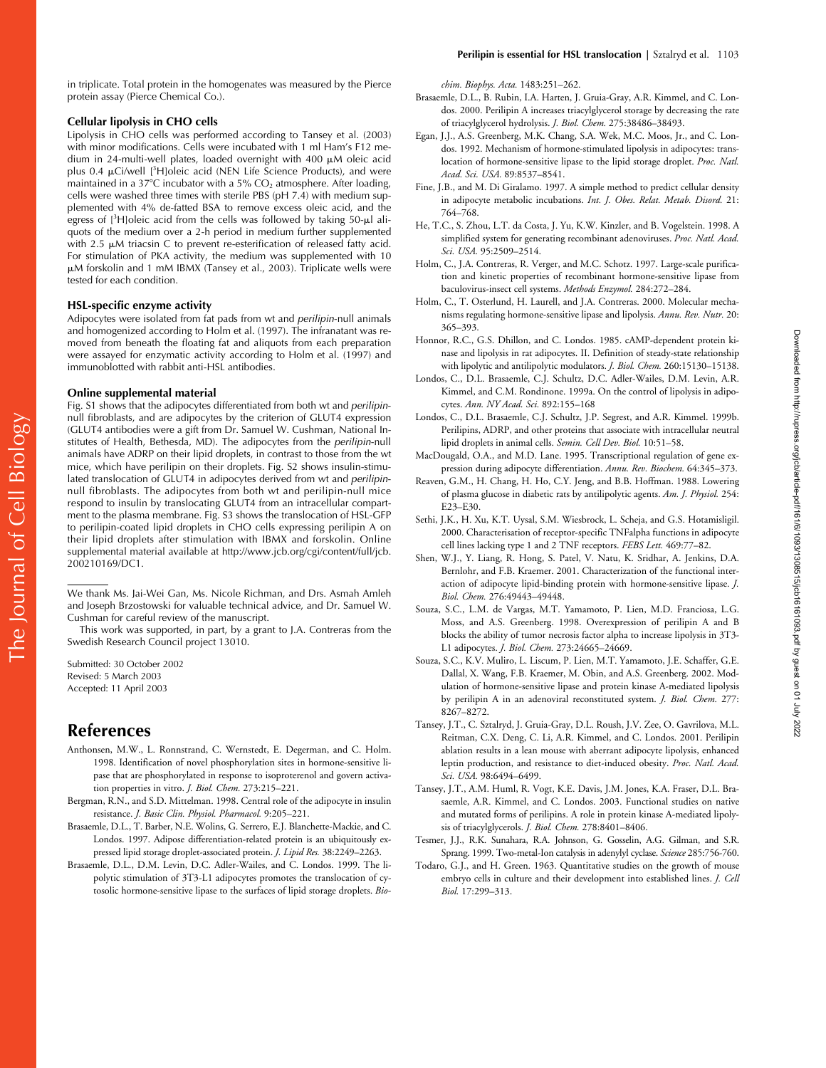in triplicate. Total protein in the homogenates was measured by the Pierce protein assay (Pierce Chemical Co.).

### Cellular lipolysis in CHO cells

Lipolysis in CHO cells was performed according to Tansey et al. (2003) with minor modifications. Cells were incubated with 1 ml Ham's F12 medium in 24-multi-well plates, loaded overnight with 400 μM oleic acid plus 0.4 μCi/well [$^3$H]oleic acid (NEN Life Science Products), and were maintained in a 37°C incubator with a 5% $CO_2$ atmosphere. After loading, cells were washed three times with sterile PBS (pH 7.4) with medium supplemented with 4% de-fatted BSA to remove excess oleic acid, and the egress of [$^3$H]oleic acid from the cells was followed by taking 50-μl aliquots of the medium over a 2-h period in medium further supplemented with 2.5 μM triacsin C to prevent re-esterification of released fatty acid. For stimulation of PKA activity, the medium was supplemented with 10 μM forskolin and 1 mM IBMX (Tansey et al., 2003). Triplicate wells were tested for each condition.

### HSL-specific enzyme activity

Adipocytes were isolated from fat pads from wt and *perilipin*-null animals and homogenized according to Holm et al. (1997). The infranatant was removed from beneath the floating fat and aliquots from each preparation were assayed for enzymatic activity according to Holm et al. (1997) and immunoblotted with rabbit anti-HSL antibodies.

### Online supplemental material

Fig. S1 shows that the adipocytes differentiated from both wt and *perilipin*-null fibroblasts, and are adipocytes by the criterion of GLUT4 expression (GLUT4 antibodies were a gift from Dr. Samuel W. Cushman, National Institutes of Health, Bethesda, MD). The adipocytes from the *perilipin*-null animals have ADRP on their lipid droplets, in contrast to those from the wt mice, which have perilipin on their droplets. Fig. S2 shows insulin-stimulated translocation of GLUT4 in adipocytes derived from wt and *perilipin*-null fibroblasts. The adipocytes from both wt and perilipin-null mice respond to insulin by translocating GLUT4 from an intracellular compartment to the plasma membrane. Fig. S3 shows the translocation of HSL-GFP to perilipin-coated lipid droplets in CHO cells expressing perilipin A on their lipid droplets after stimulation with IBMX and forskolin. Online supplemental material available at http://www.jcb.org/cgi/content/full/jcb.200210169/DC1.

We thank Ms. Jai-Wei Gan, Ms. Nicole Richman, and Drs. Asmah Amleh and Joseph Brzostowski for valuable technical advice, and Dr. Samuel W. Cushman for careful review of the manuscript.

This work was supported, in part, by a grant to J.A. Contreras from the Swedish Research Council project 13010.

Submitted: 30 October 2002
Revised: 5 March 2003
Accepted: 11 April 2003

## References

Anthonsen, M.W., L. Ronnstrand, C. Wernstedt, E. Degerman, and C. Holm. 1998. Identification of novel phosphorylation sites in hormone-sensitive lipase that are phosphorylated in response to isoproterenol and govern activation properties in vitro. *J. Biol. Chem.* 273:215–221.

Bergman, R.N., and S.D. Mittelman. 1998. Central role of the adipocyte in insulin resistance. *J. Basic Clin. Physiol. Pharmacol.* 9:205–221.

Brasaemle, D.L., T. Barber, N.E. Wolins, G. Serrero, E.J. Blanchette-Mackie, and C. Londos. 1997. Adipose differentiation-related protein is an ubiquitously expressed lipid storage droplet-associated protein. *J. Lipid Res.* 38:2249–2263.

Brasaemle, D.L., D.M. Levin, D.C. Adler-Wailes, and C. Londos. 1999. The lipolytic stimulation of 3T3-L1 adipocytes promotes the translocation of cytosolic hormone-sensitive lipase to the surfaces of lipid storage droplets. *Biochim. Biophys. Acta.* 1483:251–262.

Brasaemle, D.L., B. Rubin, I.A. Harten, J. Gruia-Gray, A.R. Kimmel, and C. Londos. 2000. Perilipin A increases triacylglycerol storage by decreasing the rate of triacylglycerol hydrolysis. *J. Biol. Chem.* 275:38486–38493.

Egan, J.J., A.S. Greenberg, M.K. Chang, S.A. Wek, M.C. Moos, Jr., and C. Londos. 1992. Mechanism of hormone-stimulated lipolysis in adipocytes: translocation of hormone-sensitive lipase to the lipid storage droplet. *Proc. Natl. Acad. Sci. USA.* 89:8537–8541.

Fine, J.B., and M. Di Giralamo. 1997. A simple method to predict cellular density in adipocyte metabolic incubations. *Int. J. Obes. Relat. Metab. Disord.* 21: 764–768.

He, T.C., S. Zhou, L.T. da Costa, J. Yu, K.W. Kinzler, and B. Vogelstein. 1998. A simplified system for generating recombinant adenoviruses. *Proc. Natl. Acad. Sci. USA.* 95:2509–2514.

Holm, C., J.A. Contreras, R. Verger, and M.C. Schotz. 1997. Large-scale purification and kinetic properties of recombinant hormone-sensitive lipase from baculovirus-insect cell systems. *Methods Enzymol.* 284:272–284.

Holm, C., T. Osterlund, H. Laurell, and J.A. Contreras. 2000. Molecular mechanisms regulating hormone-sensitive lipase and lipolysis. *Annu. Rev. Nutr.* 20: 365–393.

Honnor, R.C., G.S. Dhillon, and C. Londos. 1985. cAMP-dependent protein kinase and lipolysis in rat adipocytes. II. Definition of steady-state relationship with lipolytic and antilipolytic modulators. *J. Biol. Chem.* 260:15130–15138.

Londos, C., D.L. Brasaemle, C.J. Schultz, D.C. Adler-Wailes, D.M. Levin, A.R. Kimmel, and C.M. Rondinone. 1999a. On the control of lipolysis in adipocytes. *Ann. NY Acad. Sci.* 892:155–168

Londos, C., D.L. Brasaemle, C.J. Schultz, J.P. Segrest, and A.R. Kimmel. 1999b. Perilipins, ADRP, and other proteins that associate with intracellular neutral lipid droplets in animal cells. *Semin. Cell Dev. Biol.* 10:51–58.

MacDougald, O.A., and M.D. Lane. 1995. Transcriptional regulation of gene expression during adipocyte differentiation. *Annu. Rev. Biochem.* 64:345–373.

Reaven, G.M., H. Chang, H. Ho, C.Y. Jeng, and B.B. Hoffman. 1988. Lowering of plasma glucose in diabetic rats by antilipolytic agents. *Am. J. Physiol.* 254: E23–E30.

Sethi, J.K., H. Xu, K.T. Uysal, S.M. Wiesbrock, L. Scheja, and G.S. Hotamisligil. 2000. Characterisation of receptor-specific TNFalpha functions in adipocyte cell lines lacking type 1 and 2 TNF receptors. *FEBS Lett.* 469:77–82.

Shen, W.J., Y. Liang, R. Hong, S. Patel, V. Natu, K. Sridhar, A. Jenkins, D.A. Bernlohr, and F.B. Kraemer. 2001. Characterization of the functional interaction of adipocyte lipid-binding protein with hormone-sensitive lipase. *J. Biol. Chem.* 276:49443–49448.

Souza, S.C., L.M. de Vargas, M.T. Yamamoto, P. Lien, M.D. Franciosa, L.G. Moss, and A.S. Greenberg. 1998. Overexpression of perilipin A and B blocks the ability of tumor necrosis factor alpha to increase lipolysis in 3T3-L1 adipocytes. *J. Biol. Chem.* 273:24665–24669.

Souza, S.C., K.V. Muliro, L. Liscum, P. Lien, M.T. Yamamoto, J.E. Schaffer, G.E. Dallal, X. Wang, F.B. Kraemer, M. Obin, and A.S. Greenberg. 2002. Modulation of hormone-sensitive lipase and protein kinase A-mediated lipolysis by perilipin A in an adenoviral reconstituted system. *J. Biol. Chem.* 277: 8267–8272.

Tansey, J.T., C. Sztalryd, J. Gruia-Gray, D.L. Roush, J.V. Zee, O. Gavrilova, M.L. Reitman, C.X. Deng, C. Li, A.R. Kimmel, and C. Londos. 2001. Perilipin ablation results in a lean mouse with aberrant adipocyte lipolysis, enhanced leptin production, and resistance to diet-induced obesity. *Proc. Natl. Acad. Sci. USA.* 98:6494–6499.

Tansey, J.T., A.M. Huml, R. Vogt, K.E. Davis, J.M. Jones, K.A. Fraser, D.L. Brasaemle, A.R. Kimmel, and C. Londos. 2003. Functional studies on native and mutated forms of perilipins. A role in protein kinase A-mediated lipolysis of triacylglycerols. *J. Biol. Chem.* 278:8401–8406.

Tesmer, J.J., R.K. Sunahara, R.A. Johnson, G. Gosselin, A.G. Gilman, and S.R. Sprang. 1999. Two-metal-Ion catalysis in adenylyl cyclase. *Science* 285:756-760.

Todaro, G.J., and H. Green. 1963. Quantitative studies on the growth of mouse embryo cells in culture and their development into established lines. *J. Cell Biol.* 17:299–313.